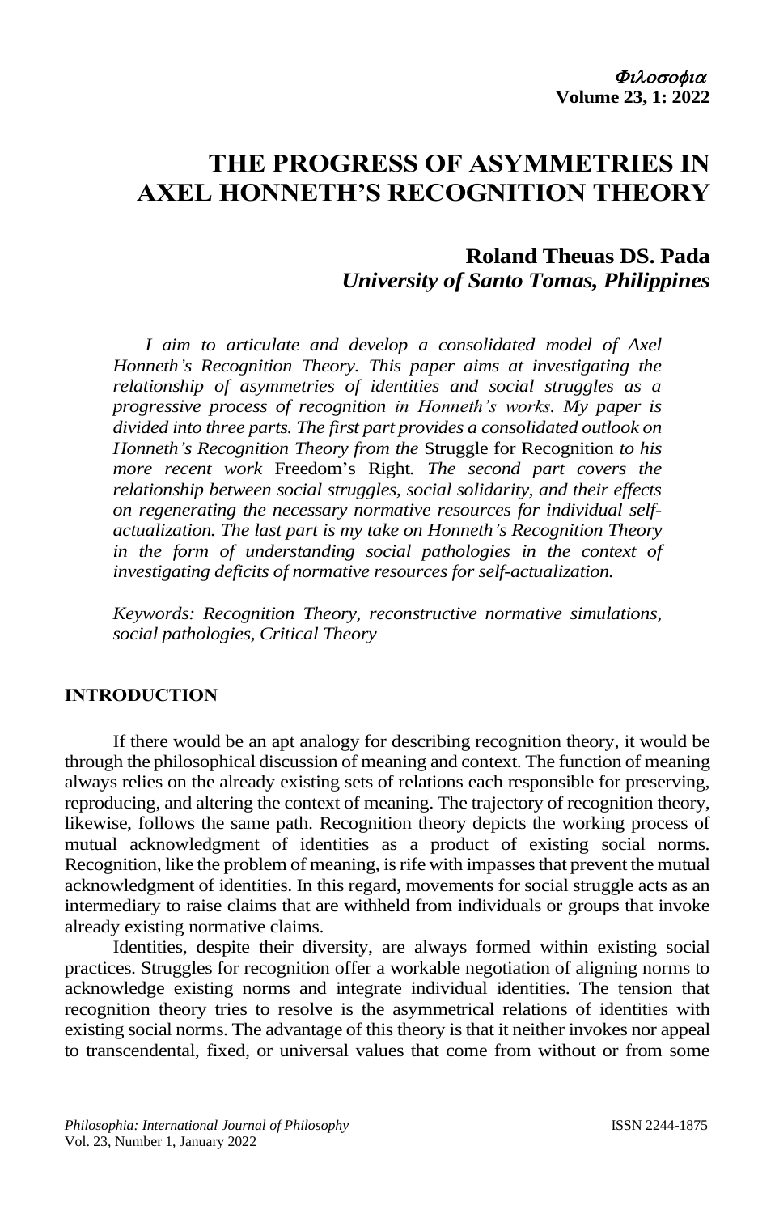# THE PROGRESS OF ASYMMETRIES IN AXEL HONNETH'S RECOGNITION THEORY

**Roland Theuas DS. Pada**
***University of Santo Tomas, Philippines***

*I aim to articulate and develop a consolidated model of Axel Honneth's Recognition Theory. This paper aims at investigating the relationship of asymmetries of identities and social struggles as a progressive process of recognition in Honneth's works. My paper is divided into three parts. The first part provides a consolidated outlook on Honneth's Recognition Theory from the* Struggle for Recognition *to his more recent work* Freedom's Right*. The second part covers the relationship between social struggles, social solidarity, and their effects on regenerating the necessary normative resources for individual self-actualization. The last part is my take on Honneth's Recognition Theory in the form of understanding social pathologies in the context of investigating deficits of normative resources for self-actualization.*

*Keywords: Recognition Theory, reconstructive normative simulations, social pathologies, Critical Theory*

## INTRODUCTION

If there would be an apt analogy for describing recognition theory, it would be through the philosophical discussion of meaning and context. The function of meaning always relies on the already existing sets of relations each responsible for preserving, reproducing, and altering the context of meaning. The trajectory of recognition theory, likewise, follows the same path. Recognition theory depicts the working process of mutual acknowledgment of identities as a product of existing social norms. Recognition, like the problem of meaning, is rife with impasses that prevent the mutual acknowledgment of identities. In this regard, movements for social struggle acts as an intermediary to raise claims that are withheld from individuals or groups that invoke already existing normative claims.

Identities, despite their diversity, are always formed within existing social practices. Struggles for recognition offer a workable negotiation of aligning norms to acknowledge existing norms and integrate individual identities. The tension that recognition theory tries to resolve is the asymmetrical relations of identities with existing social norms. The advantage of this theory is that it neither invokes nor appeal to transcendental, fixed, or universal values that come from without or from some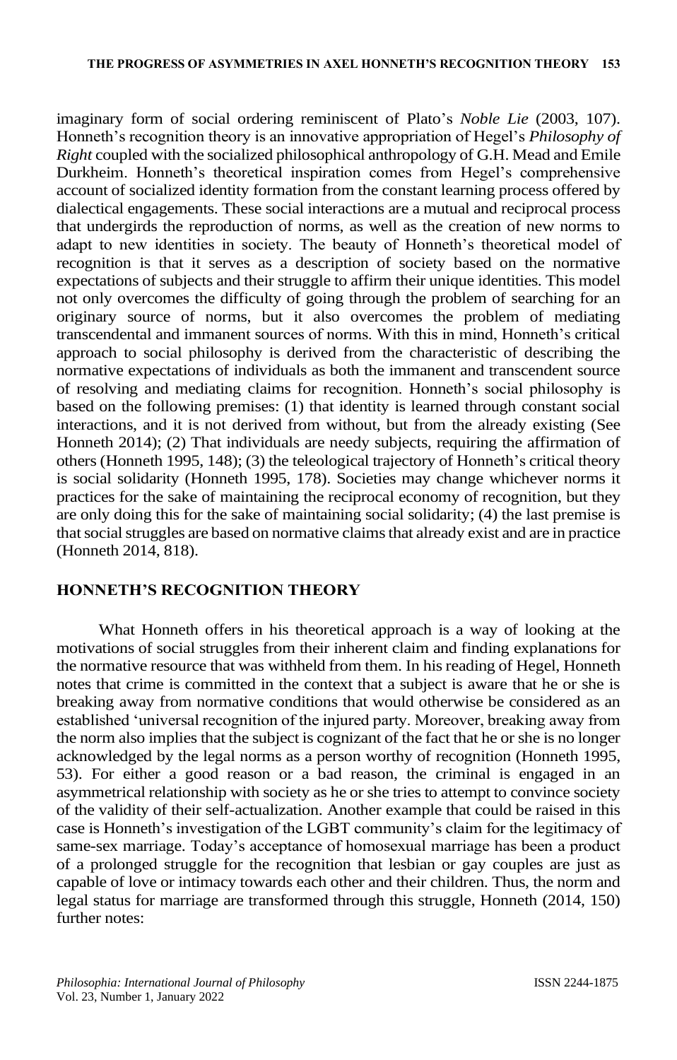imaginary form of social ordering reminiscent of Plato's *Noble Lie* (2003, 107). Honneth's recognition theory is an innovative appropriation of Hegel's *Philosophy of Right* coupled with the socialized philosophical anthropology of G.H. Mead and Emile Durkheim. Honneth's theoretical inspiration comes from Hegel's comprehensive account of socialized identity formation from the constant learning process offered by dialectical engagements. These social interactions are a mutual and reciprocal process that undergirds the reproduction of norms, as well as the creation of new norms to adapt to new identities in society. The beauty of Honneth's theoretical model of recognition is that it serves as a description of society based on the normative expectations of subjects and their struggle to affirm their unique identities. This model not only overcomes the difficulty of going through the problem of searching for an originary source of norms, but it also overcomes the problem of mediating transcendental and immanent sources of norms. With this in mind, Honneth's critical approach to social philosophy is derived from the characteristic of describing the normative expectations of individuals as both the immanent and transcendent source of resolving and mediating claims for recognition. Honneth's social philosophy is based on the following premises: (1) that identity is learned through constant social interactions, and it is not derived from without, but from the already existing (See Honneth 2014); (2) That individuals are needy subjects, requiring the affirmation of others (Honneth 1995, 148); (3) the teleological trajectory of Honneth's critical theory is social solidarity (Honneth 1995, 178). Societies may change whichever norms it practices for the sake of maintaining the reciprocal economy of recognition, but they are only doing this for the sake of maintaining social solidarity; (4) the last premise is that social struggles are based on normative claims that already exist and are in practice (Honneth 2014, 818).

## HONNETH'S RECOGNITION THEORY

What Honneth offers in his theoretical approach is a way of looking at the motivations of social struggles from their inherent claim and finding explanations for the normative resource that was withheld from them. In his reading of Hegel, Honneth notes that crime is committed in the context that a subject is aware that he or she is breaking away from normative conditions that would otherwise be considered as an established 'universal recognition of the injured party. Moreover, breaking away from the norm also implies that the subject is cognizant of the fact that he or she is no longer acknowledged by the legal norms as a person worthy of recognition (Honneth 1995, 53). For either a good reason or a bad reason, the criminal is engaged in an asymmetrical relationship with society as he or she tries to attempt to convince society of the validity of their self-actualization. Another example that could be raised in this case is Honneth's investigation of the LGBT community's claim for the legitimacy of same-sex marriage. Today's acceptance of homosexual marriage has been a product of a prolonged struggle for the recognition that lesbian or gay couples are just as capable of love or intimacy towards each other and their children. Thus, the norm and legal status for marriage are transformed through this struggle, Honneth (2014, 150) further notes: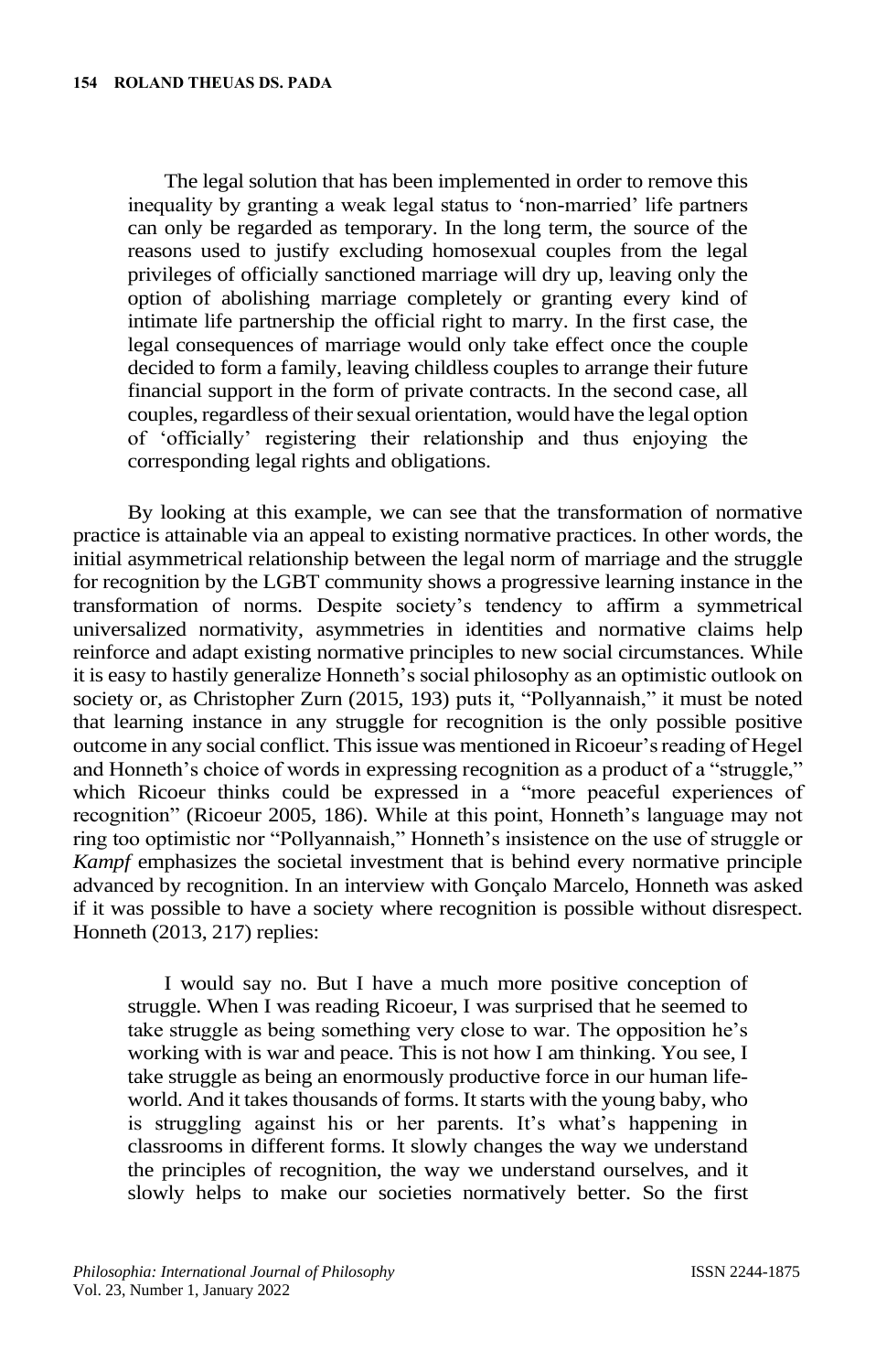> The legal solution that has been implemented in order to remove this inequality by granting a weak legal status to 'non-married' life partners can only be regarded as temporary. In the long term, the source of the reasons used to justify excluding homosexual couples from the legal privileges of officially sanctioned marriage will dry up, leaving only the option of abolishing marriage completely or granting every kind of intimate life partnership the official right to marry. In the first case, the legal consequences of marriage would only take effect once the couple decided to form a family, leaving childless couples to arrange their future financial support in the form of private contracts. In the second case, all couples, regardless of their sexual orientation, would have the legal option of 'officially' registering their relationship and thus enjoying the corresponding legal rights and obligations.

By looking at this example, we can see that the transformation of normative practice is attainable via an appeal to existing normative practices. In other words, the initial asymmetrical relationship between the legal norm of marriage and the struggle for recognition by the LGBT community shows a progressive learning instance in the transformation of norms. Despite society's tendency to affirm a symmetrical universalized normativity, asymmetries in identities and normative claims help reinforce and adapt existing normative principles to new social circumstances. While it is easy to hastily generalize Honneth's social philosophy as an optimistic outlook on society or, as Christopher Zurn (2015, 193) puts it, "Pollyannaish," it must be noted that learning instance in any struggle for recognition is the only possible positive outcome in any social conflict. This issue was mentioned in Ricoeur's reading of Hegel and Honneth's choice of words in expressing recognition as a product of a "struggle," which Ricoeur thinks could be expressed in a "more peaceful experiences of recognition" (Ricoeur 2005, 186). While at this point, Honneth's language may not ring too optimistic nor "Pollyannaish," Honneth's insistence on the use of struggle or *Kampf* emphasizes the societal investment that is behind every normative principle advanced by recognition. In an interview with Gonçalo Marcelo, Honneth was asked if it was possible to have a society where recognition is possible without disrespect. Honneth (2013, 217) replies:

> I would say no. But I have a much more positive conception of struggle. When I was reading Ricoeur, I was surprised that he seemed to take struggle as being something very close to war. The opposition he's working with is war and peace. This is not how I am thinking. You see, I take struggle as being an enormously productive force in our human life-world. And it takes thousands of forms. It starts with the young baby, who is struggling against his or her parents. It's what's happening in classrooms in different forms. It slowly changes the way we understand the principles of recognition, the way we understand ourselves, and it slowly helps to make our societies normatively better. So the first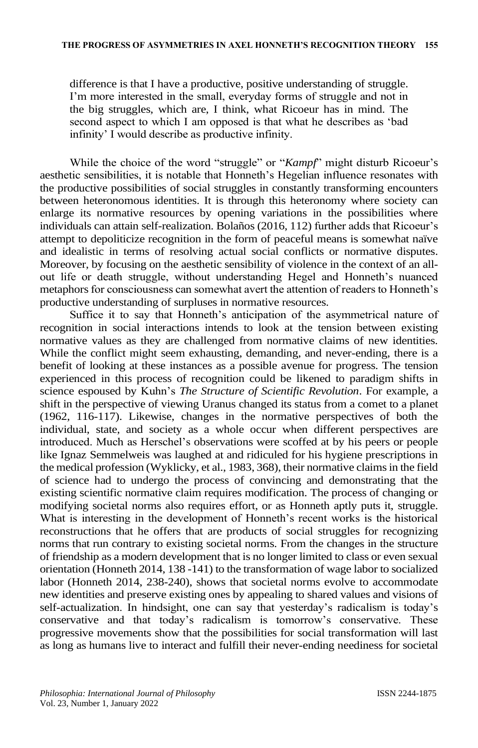> difference is that I have a productive, positive understanding of struggle. I'm more interested in the small, everyday forms of struggle and not in the big struggles, which are, I think, what Ricoeur has in mind. The second aspect to which I am opposed is that what he describes as 'bad infinity' I would describe as productive infinity.

While the choice of the word "struggle" or "*Kampf*" might disturb Ricoeur's aesthetic sensibilities, it is notable that Honneth's Hegelian influence resonates with the productive possibilities of social struggles in constantly transforming encounters between heteronomous identities. It is through this heteronomy where society can enlarge its normative resources by opening variations in the possibilities where individuals can attain self-realization. Bolaños (2016, 112) further adds that Ricoeur's attempt to depoliticize recognition in the form of peaceful means is somewhat naïve and idealistic in terms of resolving actual social conflicts or normative disputes. Moreover, by focusing on the aesthetic sensibility of violence in the context of an all-out life or death struggle, without understanding Hegel and Honneth's nuanced metaphors for consciousness can somewhat avert the attention of readers to Honneth's productive understanding of surpluses in normative resources.

Suffice it to say that Honneth's anticipation of the asymmetrical nature of recognition in social interactions intends to look at the tension between existing normative values as they are challenged from normative claims of new identities. While the conflict might seem exhausting, demanding, and never-ending, there is a benefit of looking at these instances as a possible avenue for progress. The tension experienced in this process of recognition could be likened to paradigm shifts in science espoused by Kuhn's *The Structure of Scientific Revolution*. For example, a shift in the perspective of viewing Uranus changed its status from a comet to a planet (1962, 116-117). Likewise, changes in the normative perspectives of both the individual, state, and society as a whole occur when different perspectives are introduced. Much as Herschel's observations were scoffed at by his peers or people like Ignaz Semmelweis was laughed at and ridiculed for his hygiene prescriptions in the medical profession (Wyklicky, et al., 1983, 368), their normative claims in the field of science had to undergo the process of convincing and demonstrating that the existing scientific normative claim requires modification. The process of changing or modifying societal norms also requires effort, or as Honneth aptly puts it, struggle. What is interesting in the development of Honneth's recent works is the historical reconstructions that he offers that are products of social struggles for recognizing norms that run contrary to existing societal norms. From the changes in the structure of friendship as a modern development that is no longer limited to class or even sexual orientation (Honneth 2014, 138 -141) to the transformation of wage labor to socialized labor (Honneth 2014, 238-240), shows that societal norms evolve to accommodate new identities and preserve existing ones by appealing to shared values and visions of self-actualization. In hindsight, one can say that yesterday's radicalism is today's conservative and that today's radicalism is tomorrow's conservative. These progressive movements show that the possibilities for social transformation will last as long as humans live to interact and fulfill their never-ending neediness for societal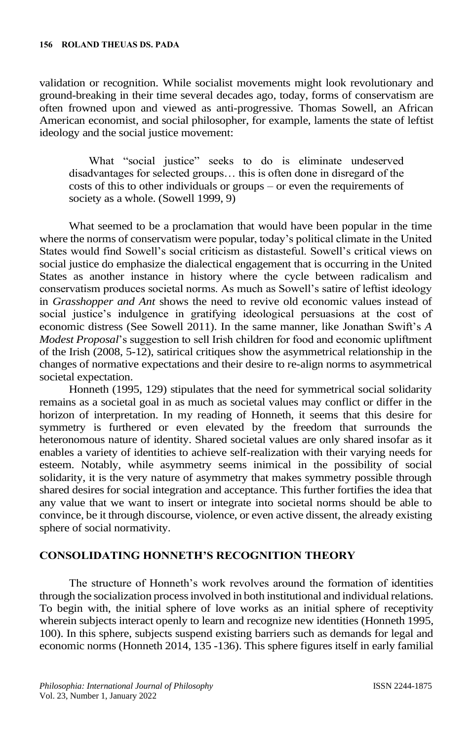validation or recognition. While socialist movements might look revolutionary and ground-breaking in their time several decades ago, today, forms of conservatism are often frowned upon and viewed as anti-progressive. Thomas Sowell, an African American economist, and social philosopher, for example, laments the state of leftist ideology and the social justice movement:

> What "social justice" seeks to do is eliminate undeserved disadvantages for selected groups… this is often done in disregard of the costs of this to other individuals or groups – or even the requirements of society as a whole. (Sowell 1999, 9)

What seemed to be a proclamation that would have been popular in the time where the norms of conservatism were popular, today's political climate in the United States would find Sowell's social criticism as distasteful. Sowell's critical views on social justice do emphasize the dialectical engagement that is occurring in the United States as another instance in history where the cycle between radicalism and conservatism produces societal norms. As much as Sowell's satire of leftist ideology in *Grasshopper and Ant* shows the need to revive old economic values instead of social justice's indulgence in gratifying ideological persuasions at the cost of economic distress (See Sowell 2011). In the same manner, like Jonathan Swift's *A Modest Proposal*'s suggestion to sell Irish children for food and economic upliftment of the Irish (2008, 5-12), satirical critiques show the asymmetrical relationship in the changes of normative expectations and their desire to re-align norms to asymmetrical societal expectation.

Honneth (1995, 129) stipulates that the need for symmetrical social solidarity remains as a societal goal in as much as societal values may conflict or differ in the horizon of interpretation. In my reading of Honneth, it seems that this desire for symmetry is furthered or even elevated by the freedom that surrounds the heteronomous nature of identity. Shared societal values are only shared insofar as it enables a variety of identities to achieve self-realization with their varying needs for esteem. Notably, while asymmetry seems inimical in the possibility of social solidarity, it is the very nature of asymmetry that makes symmetry possible through shared desires for social integration and acceptance. This further fortifies the idea that any value that we want to insert or integrate into societal norms should be able to convince, be it through discourse, violence, or even active dissent, the already existing sphere of social normativity.

## CONSOLIDATING HONNETH'S RECOGNITION THEORY

The structure of Honneth's work revolves around the formation of identities through the socialization process involved in both institutional and individual relations. To begin with, the initial sphere of love works as an initial sphere of receptivity wherein subjects interact openly to learn and recognize new identities (Honneth 1995, 100). In this sphere, subjects suspend existing barriers such as demands for legal and economic norms (Honneth 2014, 135 -136). This sphere figures itself in early familial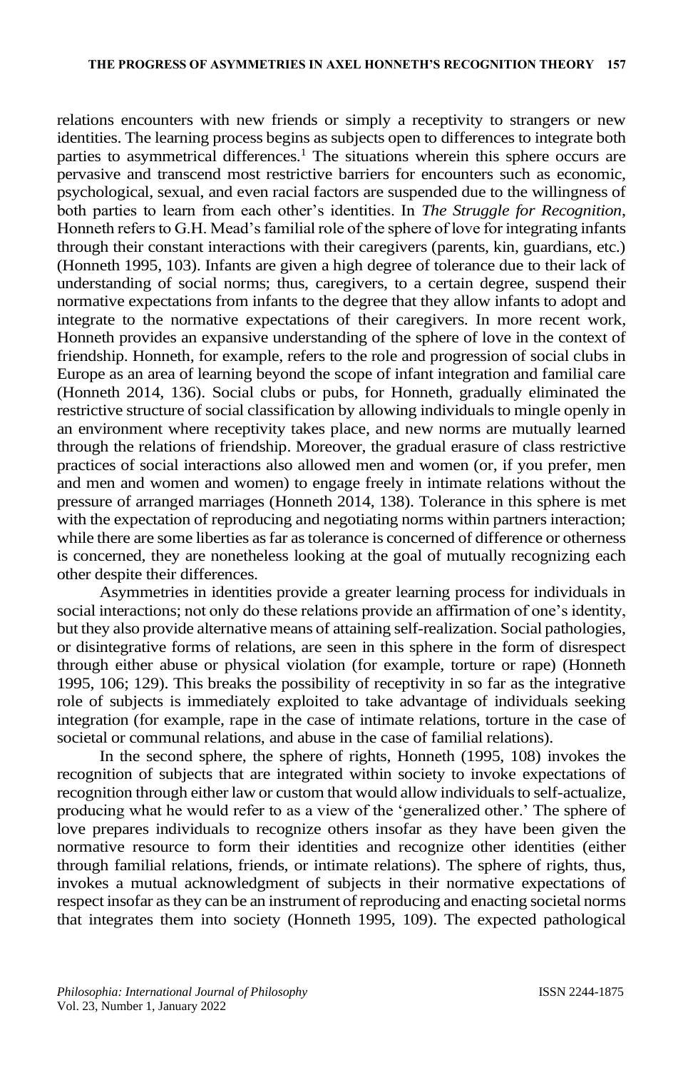relations encounters with new friends or simply a receptivity to strangers or new identities. The learning process begins as subjects open to differences to integrate both parties to asymmetrical differences.[1] The situations wherein this sphere occurs are pervasive and transcend most restrictive barriers for encounters such as economic, psychological, sexual, and even racial factors are suspended due to the willingness of both parties to learn from each other's identities. In *The Struggle for Recognition*, Honneth refers to G.H. Mead's familial role of the sphere of love for integrating infants through their constant interactions with their caregivers (parents, kin, guardians, etc.) (Honneth 1995, 103). Infants are given a high degree of tolerance due to their lack of understanding of social norms; thus, caregivers, to a certain degree, suspend their normative expectations from infants to the degree that they allow infants to adopt and integrate to the normative expectations of their caregivers. In more recent work, Honneth provides an expansive understanding of the sphere of love in the context of friendship. Honneth, for example, refers to the role and progression of social clubs in Europe as an area of learning beyond the scope of infant integration and familial care (Honneth 2014, 136). Social clubs or pubs, for Honneth, gradually eliminated the restrictive structure of social classification by allowing individuals to mingle openly in an environment where receptivity takes place, and new norms are mutually learned through the relations of friendship. Moreover, the gradual erasure of class restrictive practices of social interactions also allowed men and women (or, if you prefer, men and men and women and women) to engage freely in intimate relations without the pressure of arranged marriages (Honneth 2014, 138). Tolerance in this sphere is met with the expectation of reproducing and negotiating norms within partners interaction; while there are some liberties as far as tolerance is concerned of difference or otherness is concerned, they are nonetheless looking at the goal of mutually recognizing each other despite their differences.

Asymmetries in identities provide a greater learning process for individuals in social interactions; not only do these relations provide an affirmation of one's identity, but they also provide alternative means of attaining self-realization. Social pathologies, or disintegrative forms of relations, are seen in this sphere in the form of disrespect through either abuse or physical violation (for example, torture or rape) (Honneth 1995, 106; 129). This breaks the possibility of receptivity in so far as the integrative role of subjects is immediately exploited to take advantage of individuals seeking integration (for example, rape in the case of intimate relations, torture in the case of societal or communal relations, and abuse in the case of familial relations).

In the second sphere, the sphere of rights, Honneth (1995, 108) invokes the recognition of subjects that are integrated within society to invoke expectations of recognition through either law or custom that would allow individuals to self-actualize, producing what he would refer to as a view of the 'generalized other.' The sphere of love prepares individuals to recognize others insofar as they have been given the normative resource to form their identities and recognize other identities (either through familial relations, friends, or intimate relations). The sphere of rights, thus, invokes a mutual acknowledgment of subjects in their normative expectations of respect insofar as they can be an instrument of reproducing and enacting societal norms that integrates them into society (Honneth 1995, 109). The expected pathological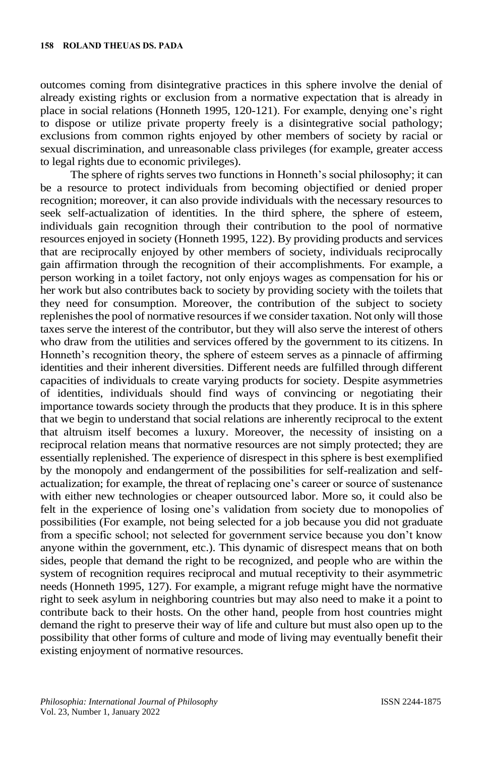outcomes coming from disintegrative practices in this sphere involve the denial of already existing rights or exclusion from a normative expectation that is already in place in social relations (Honneth 1995, 120-121). For example, denying one's right to dispose or utilize private property freely is a disintegrative social pathology; exclusions from common rights enjoyed by other members of society by racial or sexual discrimination, and unreasonable class privileges (for example, greater access to legal rights due to economic privileges).

The sphere of rights serves two functions in Honneth's social philosophy; it can be a resource to protect individuals from becoming objectified or denied proper recognition; moreover, it can also provide individuals with the necessary resources to seek self-actualization of identities. In the third sphere, the sphere of esteem, individuals gain recognition through their contribution to the pool of normative resources enjoyed in society (Honneth 1995, 122). By providing products and services that are reciprocally enjoyed by other members of society, individuals reciprocally gain affirmation through the recognition of their accomplishments. For example, a person working in a toilet factory, not only enjoys wages as compensation for his or her work but also contributes back to society by providing society with the toilets that they need for consumption. Moreover, the contribution of the subject to society replenishes the pool of normative resources if we consider taxation. Not only will those taxes serve the interest of the contributor, but they will also serve the interest of others who draw from the utilities and services offered by the government to its citizens. In Honneth's recognition theory, the sphere of esteem serves as a pinnacle of affirming identities and their inherent diversities. Different needs are fulfilled through different capacities of individuals to create varying products for society. Despite asymmetries of identities, individuals should find ways of convincing or negotiating their importance towards society through the products that they produce. It is in this sphere that we begin to understand that social relations are inherently reciprocal to the extent that altruism itself becomes a luxury. Moreover, the necessity of insisting on a reciprocal relation means that normative resources are not simply protected; they are essentially replenished. The experience of disrespect in this sphere is best exemplified by the monopoly and endangerment of the possibilities for self-realization and self-actualization; for example, the threat of replacing one's career or source of sustenance with either new technologies or cheaper outsourced labor. More so, it could also be felt in the experience of losing one's validation from society due to monopolies of possibilities (For example, not being selected for a job because you did not graduate from a specific school; not selected for government service because you don't know anyone within the government, etc.). This dynamic of disrespect means that on both sides, people that demand the right to be recognized, and people who are within the system of recognition requires reciprocal and mutual receptivity to their asymmetric needs (Honneth 1995, 127). For example, a migrant refuge might have the normative right to seek asylum in neighboring countries but may also need to make it a point to contribute back to their hosts. On the other hand, people from host countries might demand the right to preserve their way of life and culture but must also open up to the possibility that other forms of culture and mode of living may eventually benefit their existing enjoyment of normative resources.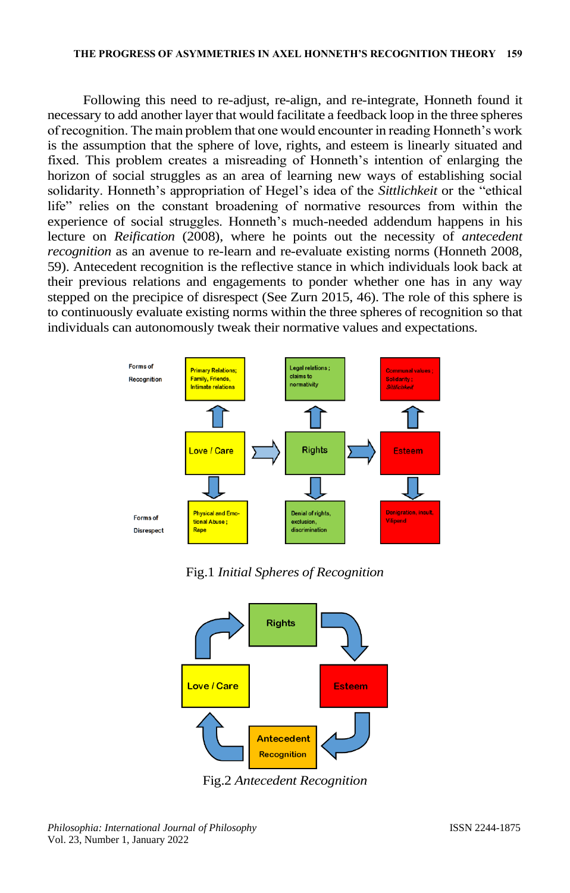Following this need to re-adjust, re-align, and re-integrate, Honneth found it necessary to add another layer that would facilitate a feedback loop in the three spheres of recognition. The main problem that one would encounter in reading Honneth's work is the assumption that the sphere of love, rights, and esteem is linearly situated and fixed. This problem creates a misreading of Honneth's intention of enlarging the horizon of social struggles as an area of learning new ways of establishing social solidarity. Honneth's appropriation of Hegel's idea of the *Sittlichkeit* or the "ethical life" relies on the constant broadening of normative resources from within the experience of social struggles. Honneth's much-needed addendum happens in his lecture on *Reification* (2008), where he points out the necessity of *antecedent recognition* as an avenue to re-learn and re-evaluate existing norms (Honneth 2008, 59). Antecedent recognition is the reflective stance in which individuals look back at their previous relations and engagements to ponder whether one has in any way stepped on the precipice of disrespect (See Zurn 2015, 46). The role of this sphere is to continuously evaluate existing norms within the three spheres of recognition so that individuals can autonomously tweak their normative values and expectations.

| | Love / Care | Rights | Esteem |
|---|---|---|---|
| Forms of Recognition | Primary Relations; Family, Friends, Intimate relations | Legal relations; claims to normativity | Communal values; Solidarity; *Sittlichkeit* |
| Forms of Disrespect | Physical and Emotional Abuse; Rape | Denial of rights, exclusion, discrimination | Denigration, insult, Vilipend |

Fig.1 *Initial Spheres of Recognition*

Rights → Esteem → Antecedent Recognition → Love / Care → Rights

Fig.2 *Antecedent Recognition*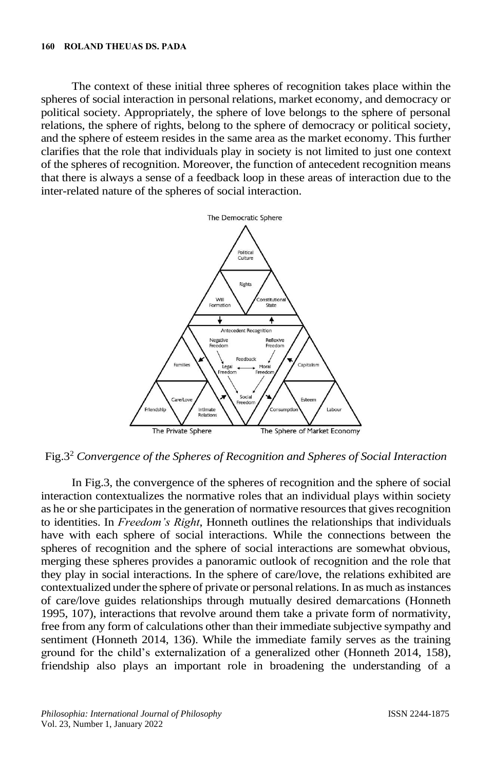The context of these initial three spheres of recognition takes place within the spheres of social interaction in personal relations, market economy, and democracy or political society. Appropriately, the sphere of love belongs to the sphere of personal relations, the sphere of rights, belong to the sphere of democracy or political society, and the sphere of esteem resides in the same area as the market economy. This further clarifies that the role that individuals play in society is not limited to just one context of the spheres of recognition. Moreover, the function of antecedent recognition means that there is always a sense of a feedback loop in these areas of interaction due to the inter-related nature of the spheres of social interaction.

Fig.3[2] *Convergence of the Spheres of Recognition and Spheres of Social Interaction*

In Fig.3, the convergence of the spheres of recognition and the sphere of social interaction contextualizes the normative roles that an individual plays within society as he or she participates in the generation of normative resources that gives recognition to identities. In *Freedom's Right*, Honneth outlines the relationships that individuals have with each sphere of social interactions. While the connections between the spheres of recognition and the sphere of social interactions are somewhat obvious, merging these spheres provides a panoramic outlook of recognition and the role that they play in social interactions. In the sphere of care/love, the relations exhibited are contextualized under the sphere of private or personal relations. In as much as instances of care/love guides relationships through mutually desired demarcations (Honneth 1995, 107), interactions that revolve around them take a private form of normativity, free from any form of calculations other than their immediate subjective sympathy and sentiment (Honneth 2014, 136). While the immediate family serves as the training ground for the child's externalization of a generalized other (Honneth 2014, 158), friendship also plays an important role in broadening the understanding of a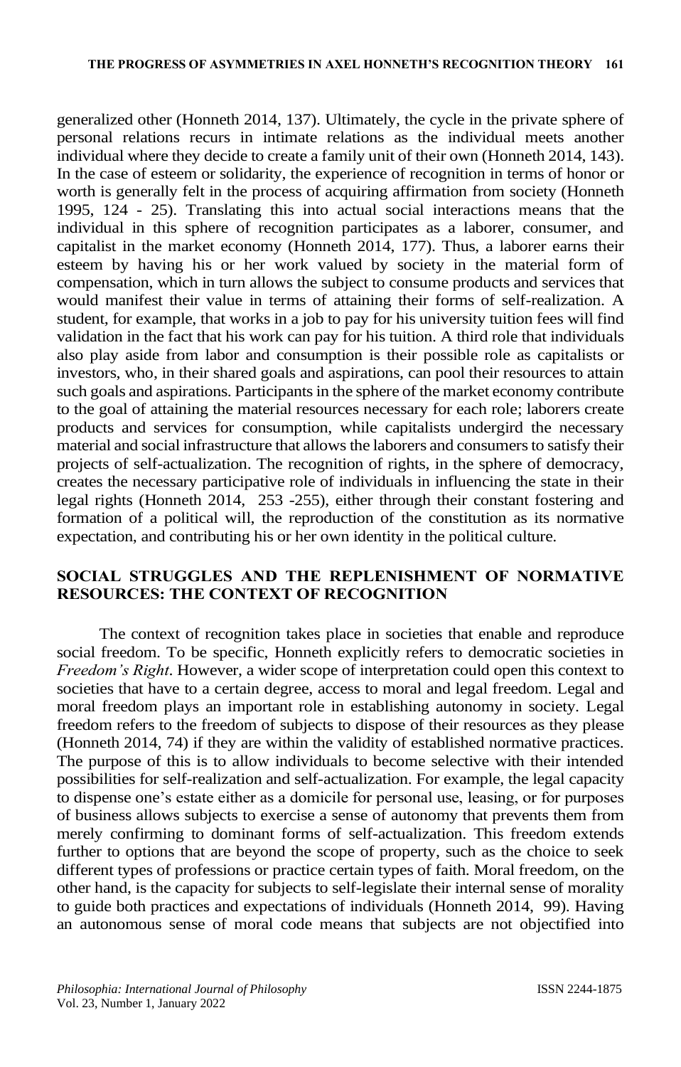generalized other (Honneth 2014, 137). Ultimately, the cycle in the private sphere of personal relations recurs in intimate relations as the individual meets another individual where they decide to create a family unit of their own (Honneth 2014, 143). In the case of esteem or solidarity, the experience of recognition in terms of honor or worth is generally felt in the process of acquiring affirmation from society (Honneth 1995, 124 - 25). Translating this into actual social interactions means that the individual in this sphere of recognition participates as a laborer, consumer, and capitalist in the market economy (Honneth 2014, 177). Thus, a laborer earns their esteem by having his or her work valued by society in the material form of compensation, which in turn allows the subject to consume products and services that would manifest their value in terms of attaining their forms of self-realization. A student, for example, that works in a job to pay for his university tuition fees will find validation in the fact that his work can pay for his tuition. A third role that individuals also play aside from labor and consumption is their possible role as capitalists or investors, who, in their shared goals and aspirations, can pool their resources to attain such goals and aspirations. Participants in the sphere of the market economy contribute to the goal of attaining the material resources necessary for each role; laborers create products and services for consumption, while capitalists undergird the necessary material and social infrastructure that allows the laborers and consumers to satisfy their projects of self-actualization. The recognition of rights, in the sphere of democracy, creates the necessary participative role of individuals in influencing the state in their legal rights (Honneth 2014, 253 -255), either through their constant fostering and formation of a political will, the reproduction of the constitution as its normative expectation, and contributing his or her own identity in the political culture.

## SOCIAL STRUGGLES AND THE REPLENISHMENT OF NORMATIVE RESOURCES: THE CONTEXT OF RECOGNITION

The context of recognition takes place in societies that enable and reproduce social freedom. To be specific, Honneth explicitly refers to democratic societies in *Freedom's Right*. However, a wider scope of interpretation could open this context to societies that have to a certain degree, access to moral and legal freedom. Legal and moral freedom plays an important role in establishing autonomy in society. Legal freedom refers to the freedom of subjects to dispose of their resources as they please (Honneth 2014, 74) if they are within the validity of established normative practices. The purpose of this is to allow individuals to become selective with their intended possibilities for self-realization and self-actualization. For example, the legal capacity to dispense one's estate either as a domicile for personal use, leasing, or for purposes of business allows subjects to exercise a sense of autonomy that prevents them from merely confirming to dominant forms of self-actualization. This freedom extends further to options that are beyond the scope of property, such as the choice to seek different types of professions or practice certain types of faith. Moral freedom, on the other hand, is the capacity for subjects to self-legislate their internal sense of morality to guide both practices and expectations of individuals (Honneth 2014, 99). Having an autonomous sense of moral code means that subjects are not objectified into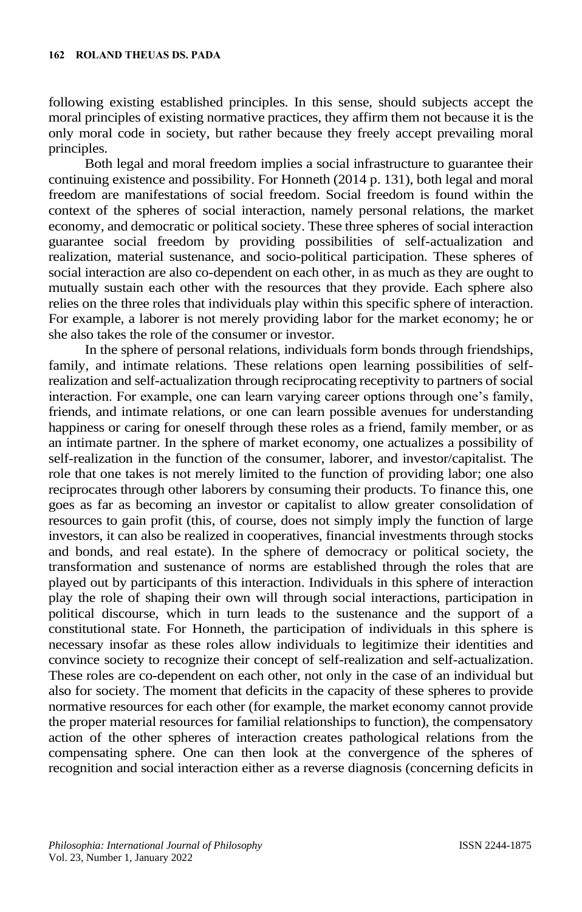following existing established principles. In this sense, should subjects accept the moral principles of existing normative practices, they affirm them not because it is the only moral code in society, but rather because they freely accept prevailing moral principles.

Both legal and moral freedom implies a social infrastructure to guarantee their continuing existence and possibility. For Honneth (2014 p. 131), both legal and moral freedom are manifestations of social freedom. Social freedom is found within the context of the spheres of social interaction, namely personal relations, the market economy, and democratic or political society. These three spheres of social interaction guarantee social freedom by providing possibilities of self-actualization and realization, material sustenance, and socio-political participation. These spheres of social interaction are also co-dependent on each other, in as much as they are ought to mutually sustain each other with the resources that they provide. Each sphere also relies on the three roles that individuals play within this specific sphere of interaction. For example, a laborer is not merely providing labor for the market economy; he or she also takes the role of the consumer or investor.

In the sphere of personal relations, individuals form bonds through friendships, family, and intimate relations. These relations open learning possibilities of self-realization and self-actualization through reciprocating receptivity to partners of social interaction. For example, one can learn varying career options through one's family, friends, and intimate relations, or one can learn possible avenues for understanding happiness or caring for oneself through these roles as a friend, family member, or as an intimate partner. In the sphere of market economy, one actualizes a possibility of self-realization in the function of the consumer, laborer, and investor/capitalist. The role that one takes is not merely limited to the function of providing labor; one also reciprocates through other laborers by consuming their products. To finance this, one goes as far as becoming an investor or capitalist to allow greater consolidation of resources to gain profit (this, of course, does not simply imply the function of large investors, it can also be realized in cooperatives, financial investments through stocks and bonds, and real estate). In the sphere of democracy or political society, the transformation and sustenance of norms are established through the roles that are played out by participants of this interaction. Individuals in this sphere of interaction play the role of shaping their own will through social interactions, participation in political discourse, which in turn leads to the sustenance and the support of a constitutional state. For Honneth, the participation of individuals in this sphere is necessary insofar as these roles allow individuals to legitimize their identities and convince society to recognize their concept of self-realization and self-actualization. These roles are co-dependent on each other, not only in the case of an individual but also for society. The moment that deficits in the capacity of these spheres to provide normative resources for each other (for example, the market economy cannot provide the proper material resources for familial relationships to function), the compensatory action of the other spheres of interaction creates pathological relations from the compensating sphere. One can then look at the convergence of the spheres of recognition and social interaction either as a reverse diagnosis (concerning deficits in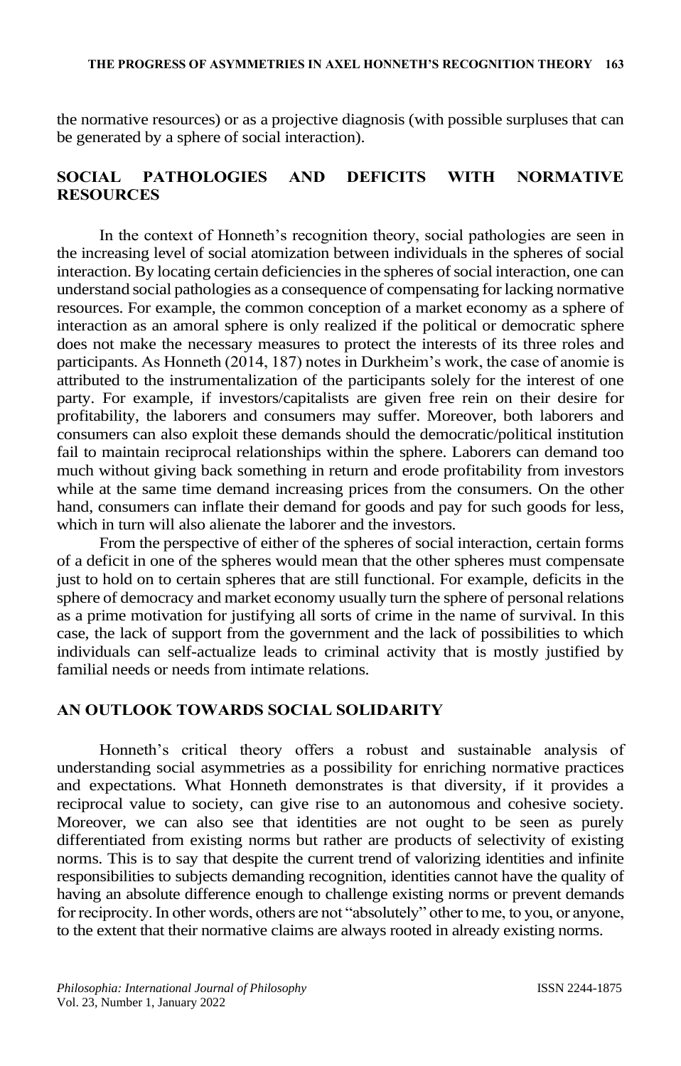the normative resources) or as a projective diagnosis (with possible surpluses that can be generated by a sphere of social interaction).

## SOCIAL PATHOLOGIES AND DEFICITS WITH NORMATIVE RESOURCES

In the context of Honneth's recognition theory, social pathologies are seen in the increasing level of social atomization between individuals in the spheres of social interaction. By locating certain deficiencies in the spheres of social interaction, one can understand social pathologies as a consequence of compensating for lacking normative resources. For example, the common conception of a market economy as a sphere of interaction as an amoral sphere is only realized if the political or democratic sphere does not make the necessary measures to protect the interests of its three roles and participants. As Honneth (2014, 187) notes in Durkheim's work, the case of anomie is attributed to the instrumentalization of the participants solely for the interest of one party. For example, if investors/capitalists are given free rein on their desire for profitability, the laborers and consumers may suffer. Moreover, both laborers and consumers can also exploit these demands should the democratic/political institution fail to maintain reciprocal relationships within the sphere. Laborers can demand too much without giving back something in return and erode profitability from investors while at the same time demand increasing prices from the consumers. On the other hand, consumers can inflate their demand for goods and pay for such goods for less, which in turn will also alienate the laborer and the investors.

From the perspective of either of the spheres of social interaction, certain forms of a deficit in one of the spheres would mean that the other spheres must compensate just to hold on to certain spheres that are still functional. For example, deficits in the sphere of democracy and market economy usually turn the sphere of personal relations as a prime motivation for justifying all sorts of crime in the name of survival. In this case, the lack of support from the government and the lack of possibilities to which individuals can self-actualize leads to criminal activity that is mostly justified by familial needs or needs from intimate relations.

## AN OUTLOOK TOWARDS SOCIAL SOLIDARITY

Honneth's critical theory offers a robust and sustainable analysis of understanding social asymmetries as a possibility for enriching normative practices and expectations. What Honneth demonstrates is that diversity, if it provides a reciprocal value to society, can give rise to an autonomous and cohesive society. Moreover, we can also see that identities are not ought to be seen as purely differentiated from existing norms but rather are products of selectivity of existing norms. This is to say that despite the current trend of valorizing identities and infinite responsibilities to subjects demanding recognition, identities cannot have the quality of having an absolute difference enough to challenge existing norms or prevent demands for reciprocity. In other words, others are not "absolutely" other to me, to you, or anyone, to the extent that their normative claims are always rooted in already existing norms.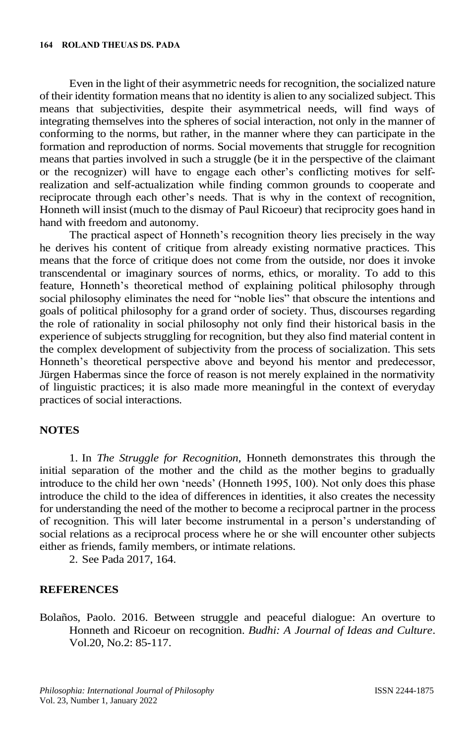Even in the light of their asymmetric needs for recognition, the socialized nature of their identity formation means that no identity is alien to any socialized subject. This means that subjectivities, despite their asymmetrical needs, will find ways of integrating themselves into the spheres of social interaction, not only in the manner of conforming to the norms, but rather, in the manner where they can participate in the formation and reproduction of norms. Social movements that struggle for recognition means that parties involved in such a struggle (be it in the perspective of the claimant or the recognizer) will have to engage each other's conflicting motives for self-realization and self-actualization while finding common grounds to cooperate and reciprocate through each other's needs. That is why in the context of recognition, Honneth will insist (much to the dismay of Paul Ricoeur) that reciprocity goes hand in hand with freedom and autonomy.

The practical aspect of Honneth's recognition theory lies precisely in the way he derives his content of critique from already existing normative practices. This means that the force of critique does not come from the outside, nor does it invoke transcendental or imaginary sources of norms, ethics, or morality. To add to this feature, Honneth's theoretical method of explaining political philosophy through social philosophy eliminates the need for "noble lies" that obscure the intentions and goals of political philosophy for a grand order of society. Thus, discourses regarding the role of rationality in social philosophy not only find their historical basis in the experience of subjects struggling for recognition, but they also find material content in the complex development of subjectivity from the process of socialization. This sets Honneth's theoretical perspective above and beyond his mentor and predecessor, Jürgen Habermas since the force of reason is not merely explained in the normativity of linguistic practices; it is also made more meaningful in the context of everyday practices of social interactions.

## NOTES

1. In *The Struggle for Recognition*, Honneth demonstrates this through the initial separation of the mother and the child as the mother begins to gradually introduce to the child her own 'needs' (Honneth 1995, 100). Not only does this phase introduce the child to the idea of differences in identities, it also creates the necessity for understanding the need of the mother to become a reciprocal partner in the process of recognition. This will later become instrumental in a person's understanding of social relations as a reciprocal process where he or she will encounter other subjects either as friends, family members, or intimate relations.

2. See Pada 2017, 164.

## REFERENCES

Bolaños, Paolo. 2016. Between struggle and peaceful dialogue: An overture to Honneth and Ricoeur on recognition. *Budhi: A Journal of Ideas and Culture*. Vol.20, No.2: 85-117.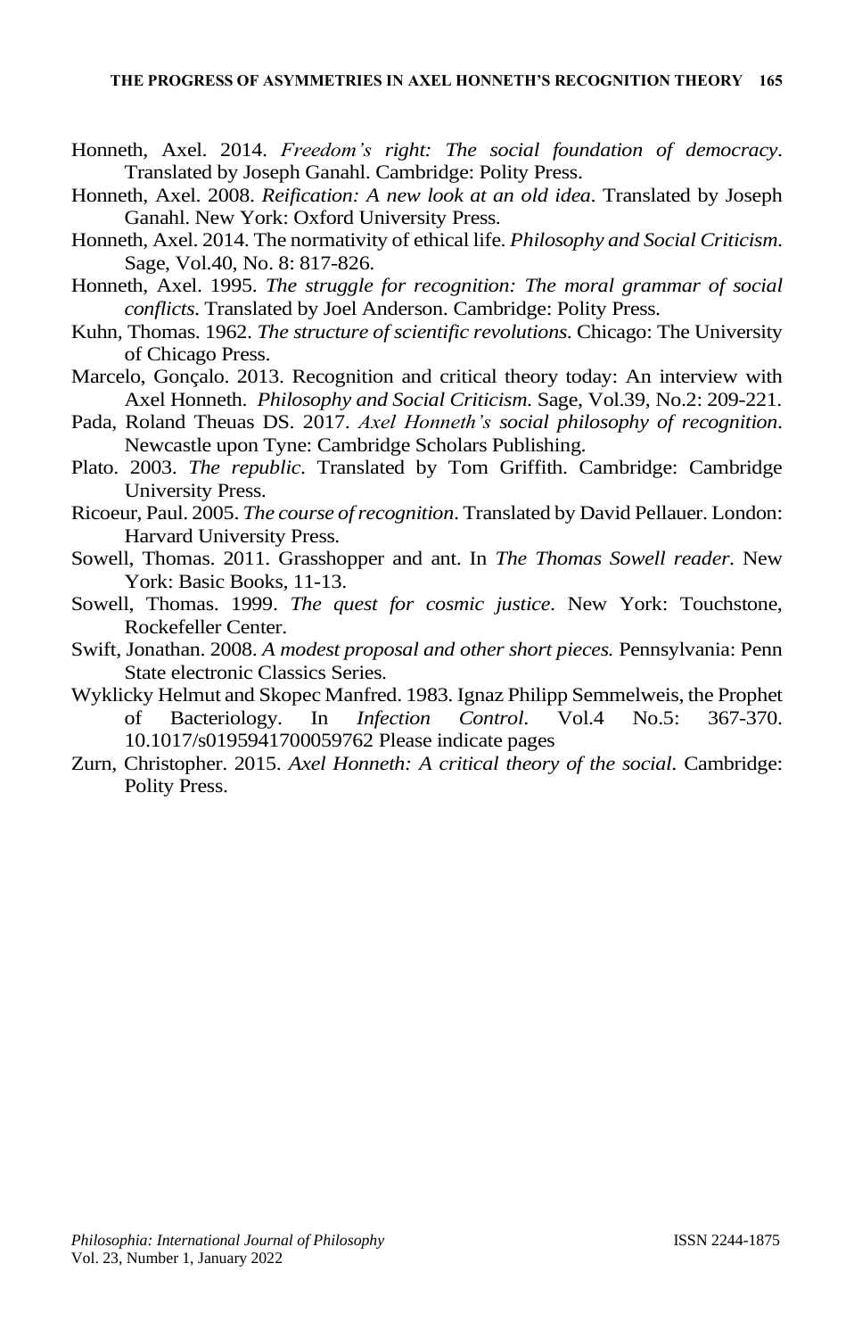Honneth, Axel. 2014. *Freedom's right: The social foundation of democracy*. Translated by Joseph Ganahl. Cambridge: Polity Press.

Honneth, Axel. 2008. *Reification: A new look at an old idea*. Translated by Joseph Ganahl. New York: Oxford University Press.

Honneth, Axel. 2014. The normativity of ethical life. *Philosophy and Social Criticism.* Sage, Vol.40, No. 8: 817-826.

Honneth, Axel. 1995. *The struggle for recognition: The moral grammar of social conflicts*. Translated by Joel Anderson. Cambridge: Polity Press.

Kuhn, Thomas. 1962. *The structure of scientific revolutions*. Chicago: The University of Chicago Press.

Marcelo, Gonçalo. 2013. Recognition and critical theory today: An interview with Axel Honneth. *Philosophy and Social Criticism.* Sage, Vol.39, No.2: 209-221.

Pada, Roland Theuas DS. 2017. *Axel Honneth's social philosophy of recognition*. Newcastle upon Tyne: Cambridge Scholars Publishing.

Plato. 2003. *The republic*. Translated by Tom Griffith. Cambridge: Cambridge University Press.

Ricoeur, Paul. 2005. *The course of recognition*. Translated by David Pellauer. London: Harvard University Press.

Sowell, Thomas. 2011. Grasshopper and ant. In *The Thomas Sowell reader*. New York: Basic Books, 11-13.

Sowell, Thomas. 1999. *The quest for cosmic justice*. New York: Touchstone, Rockefeller Center.

Swift, Jonathan. 2008. *A modest proposal and other short pieces.* Pennsylvania: Penn State electronic Classics Series.

Wyklicky Helmut and Skopec Manfred. 1983. Ignaz Philipp Semmelweis, the Prophet of Bacteriology. In *Infection Control*. Vol.4 No.5: 367-370. 10.1017/s0195941700059762 Please indicate pages

Zurn, Christopher. 2015. *Axel Honneth: A critical theory of the social*. Cambridge: Polity Press.